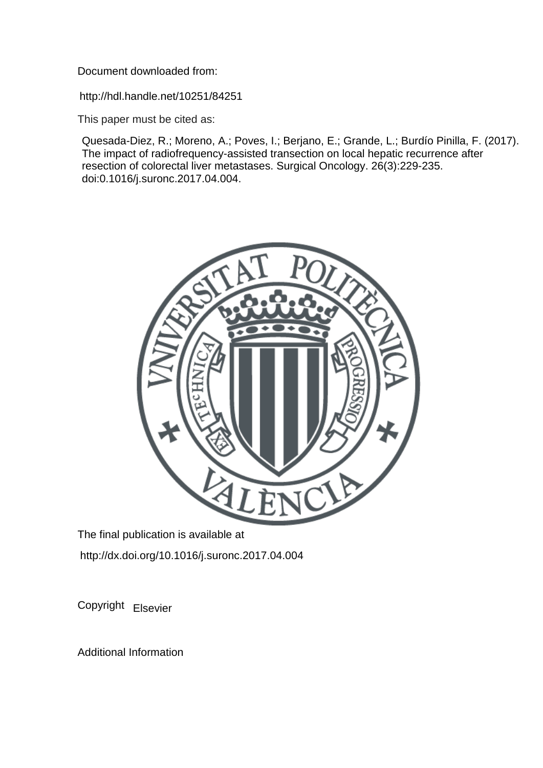Document downloaded from:

http://hdl.handle.net/10251/84251

This paper must be cited as:

Quesada-Diez, R.; Moreno, A.; Poves, I.; Berjano, E.; Grande, L.; Burdío Pinilla, F. (2017). The impact of radiofrequency-assisted transection on local hepatic recurrence after resection of colorectal liver metastases. Surgical Oncology. 26(3):229-235. doi:0.1016/j.suronc.2017.04.004.

The final publication is available at

http://dx.doi.org/10.1016/j.suronc.2017.04.004

Copyright Elsevier

Additional Information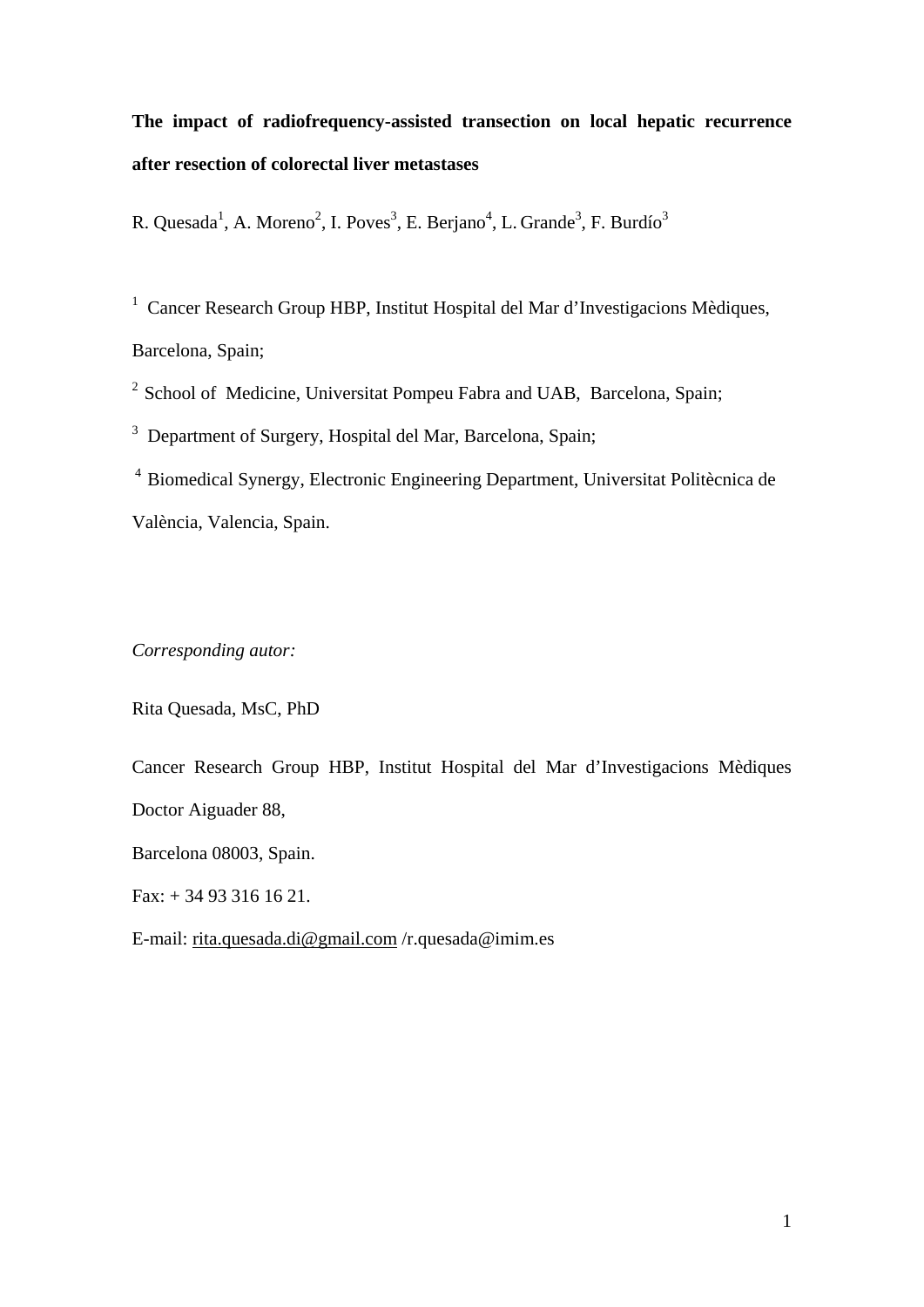**The impact of radiofrequency-assisted transection on local hepatic recurrence after resection of colorectal liver metastases**

R. Quesada[1], A. Moreno[2], I. Poves[3], E. Berjano[4], L. Grande[3], F. Burdío[3]

[1] Cancer Research Group HBP, Institut Hospital del Mar d'Investigacions Mèdiques, Barcelona, Spain;

[2] School of Medicine, Universitat Pompeu Fabra and UAB, Barcelona, Spain;

[3] Department of Surgery, Hospital del Mar, Barcelona, Spain;

[4] Biomedical Synergy, Electronic Engineering Department, Universitat Politècnica de València, Valencia, Spain.

*Corresponding autor:*

Rita Quesada, MsC, PhD

Cancer Research Group HBP, Institut Hospital del Mar d'Investigacions Mèdiques Doctor Aiguader 88,

Barcelona 08003, Spain.

Fax: + 34 93 316 16 21.

E-mail: rita.quesada.di@gmail.com /r.quesada@imim.es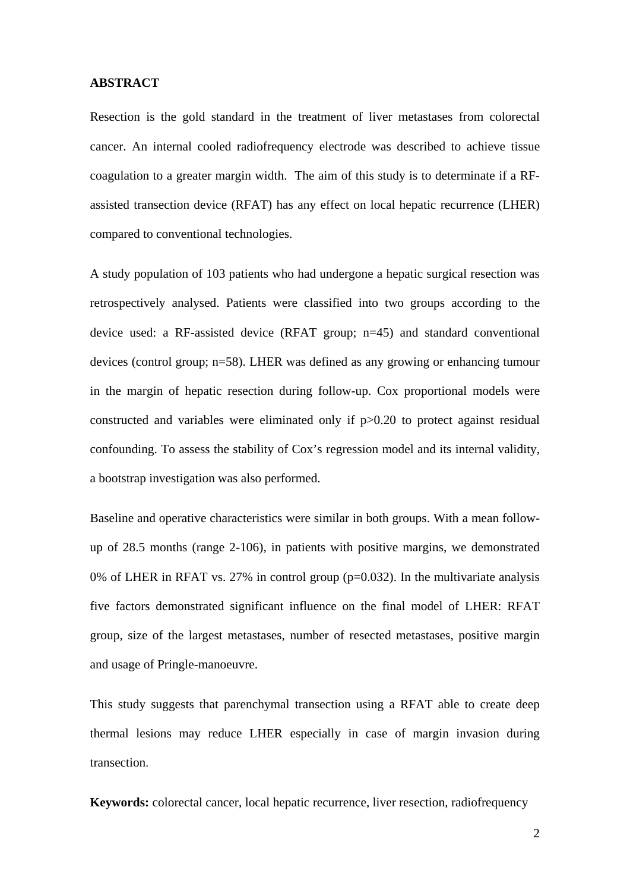## ABSTRACT

Resection is the gold standard in the treatment of liver metastases from colorectal cancer. An internal cooled radiofrequency electrode was described to achieve tissue coagulation to a greater margin width. The aim of this study is to determinate if a RF-assisted transection device (RFAT) has any effect on local hepatic recurrence (LHER) compared to conventional technologies.

A study population of 103 patients who had undergone a hepatic surgical resection was retrospectively analysed. Patients were classified into two groups according to the device used: a RF-assisted device (RFAT group; n=45) and standard conventional devices (control group; n=58). LHER was defined as any growing or enhancing tumour in the margin of hepatic resection during follow-up. Cox proportional models were constructed and variables were eliminated only if p>0.20 to protect against residual confounding. To assess the stability of Cox's regression model and its internal validity, a bootstrap investigation was also performed.

Baseline and operative characteristics were similar in both groups. With a mean follow-up of 28.5 months (range 2-106), in patients with positive margins, we demonstrated 0% of LHER in RFAT vs. 27% in control group (p=0.032). In the multivariate analysis five factors demonstrated significant influence on the final model of LHER: RFAT group, size of the largest metastases, number of resected metastases, positive margin and usage of Pringle-manoeuvre.

This study suggests that parenchymal transection using a RFAT able to create deep thermal lesions may reduce LHER especially in case of margin invasion during transection.

**Keywords:** colorectal cancer, local hepatic recurrence, liver resection, radiofrequency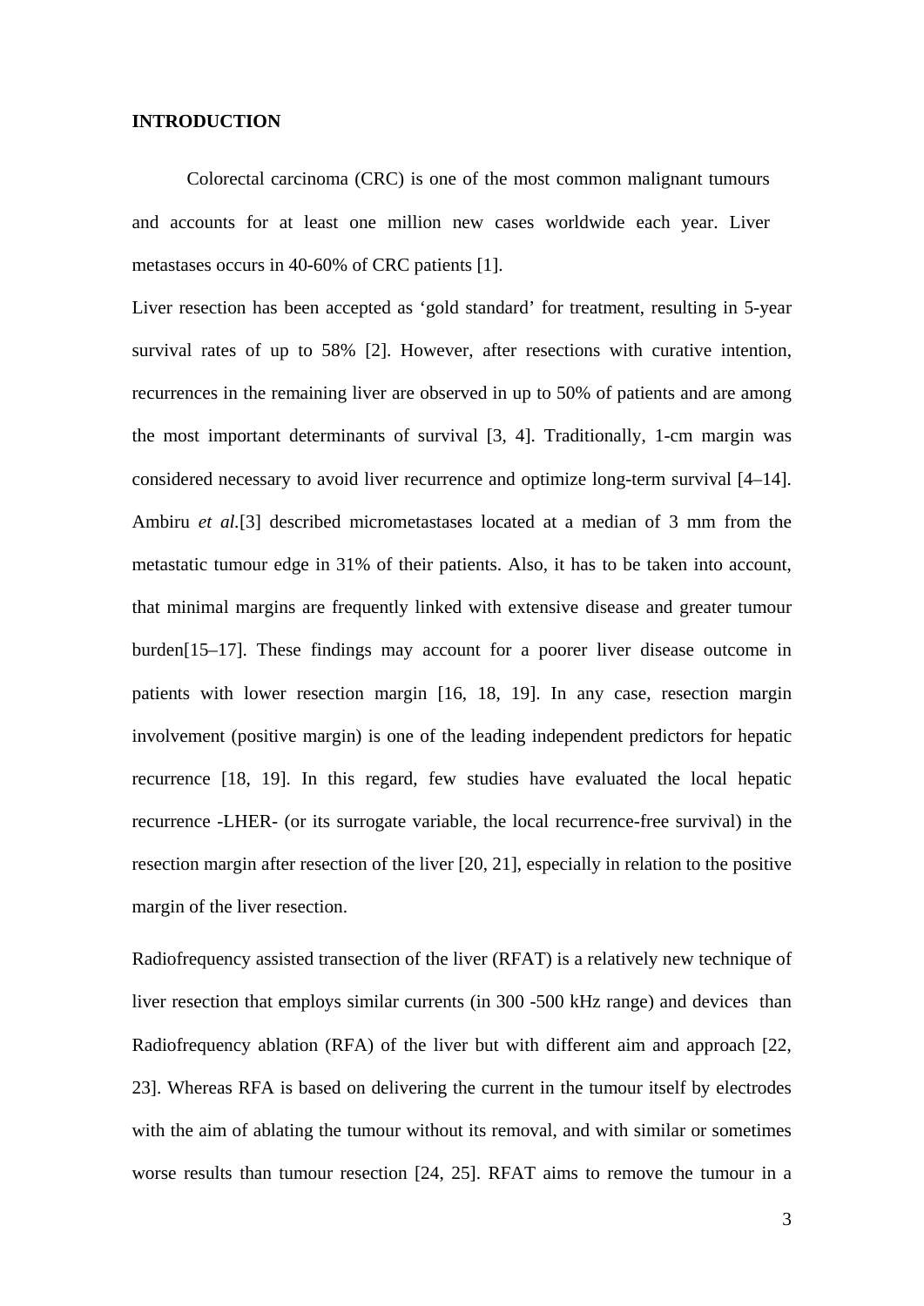## INTRODUCTION

Colorectal carcinoma (CRC) is one of the most common malignant tumours and accounts for at least one million new cases worldwide each year. Liver metastases occurs in 40-60% of CRC patients [1].

Liver resection has been accepted as 'gold standard' for treatment, resulting in 5-year survival rates of up to 58% [2]. However, after resections with curative intention, recurrences in the remaining liver are observed in up to 50% of patients and are among the most important determinants of survival [3, 4]. Traditionally, 1-cm margin was considered necessary to avoid liver recurrence and optimize long-term survival [4–14]. Ambiru *et al.*[3] described micrometastases located at a median of 3 mm from the metastatic tumour edge in 31% of their patients. Also, it has to be taken into account, that minimal margins are frequently linked with extensive disease and greater tumour burden[15–17]. These findings may account for a poorer liver disease outcome in patients with lower resection margin [16, 18, 19]. In any case, resection margin involvement (positive margin) is one of the leading independent predictors for hepatic recurrence [18, 19]. In this regard, few studies have evaluated the local hepatic recurrence -LHER- (or its surrogate variable, the local recurrence-free survival) in the resection margin after resection of the liver [20, 21], especially in relation to the positive margin of the liver resection.

Radiofrequency assisted transection of the liver (RFAT) is a relatively new technique of liver resection that employs similar currents (in 300 -500 kHz range) and devices than Radiofrequency ablation (RFA) of the liver but with different aim and approach [22, 23]. Whereas RFA is based on delivering the current in the tumour itself by electrodes with the aim of ablating the tumour without its removal, and with similar or sometimes worse results than tumour resection [24, 25]. RFAT aims to remove the tumour in a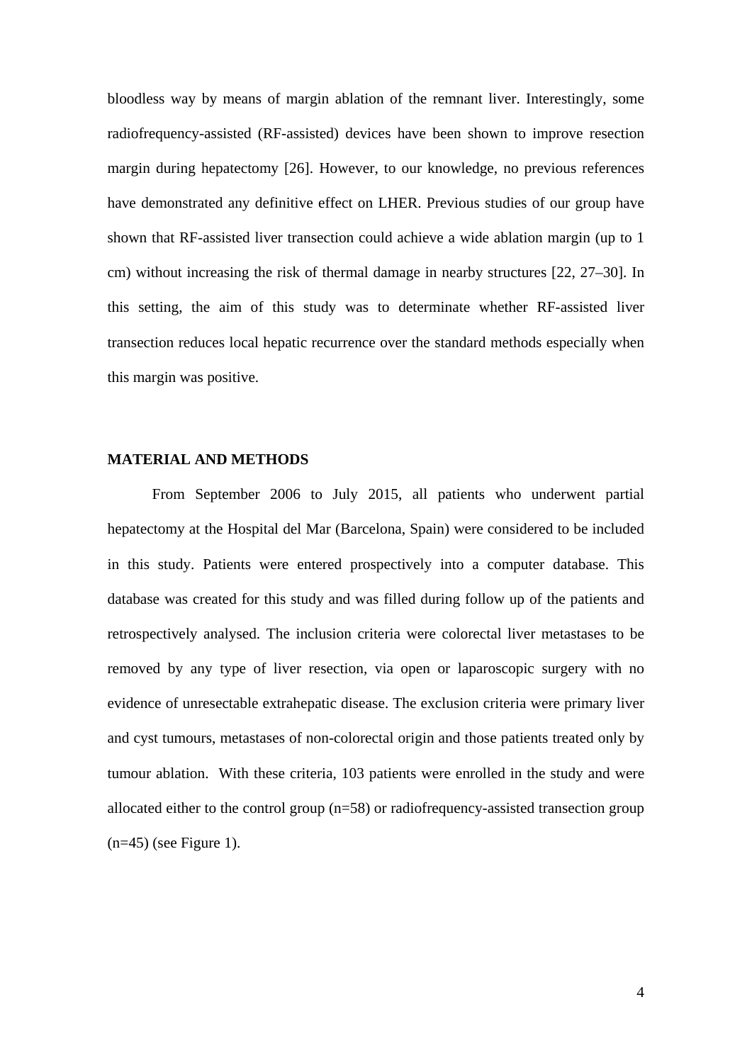bloodless way by means of margin ablation of the remnant liver. Interestingly, some radiofrequency-assisted (RF-assisted) devices have been shown to improve resection margin during hepatectomy [26]. However, to our knowledge, no previous references have demonstrated any definitive effect on LHER. Previous studies of our group have shown that RF-assisted liver transection could achieve a wide ablation margin (up to 1 cm) without increasing the risk of thermal damage in nearby structures [22, 27–30]. In this setting, the aim of this study was to determinate whether RF-assisted liver transection reduces local hepatic recurrence over the standard methods especially when this margin was positive.

## MATERIAL AND METHODS

From September 2006 to July 2015, all patients who underwent partial hepatectomy at the Hospital del Mar (Barcelona, Spain) were considered to be included in this study. Patients were entered prospectively into a computer database. This database was created for this study and was filled during follow up of the patients and retrospectively analysed. The inclusion criteria were colorectal liver metastases to be removed by any type of liver resection, via open or laparoscopic surgery with no evidence of unresectable extrahepatic disease. The exclusion criteria were primary liver and cyst tumours, metastases of non-colorectal origin and those patients treated only by tumour ablation. With these criteria, 103 patients were enrolled in the study and were allocated either to the control group (n=58) or radiofrequency-assisted transection group (n=45) (see Figure 1).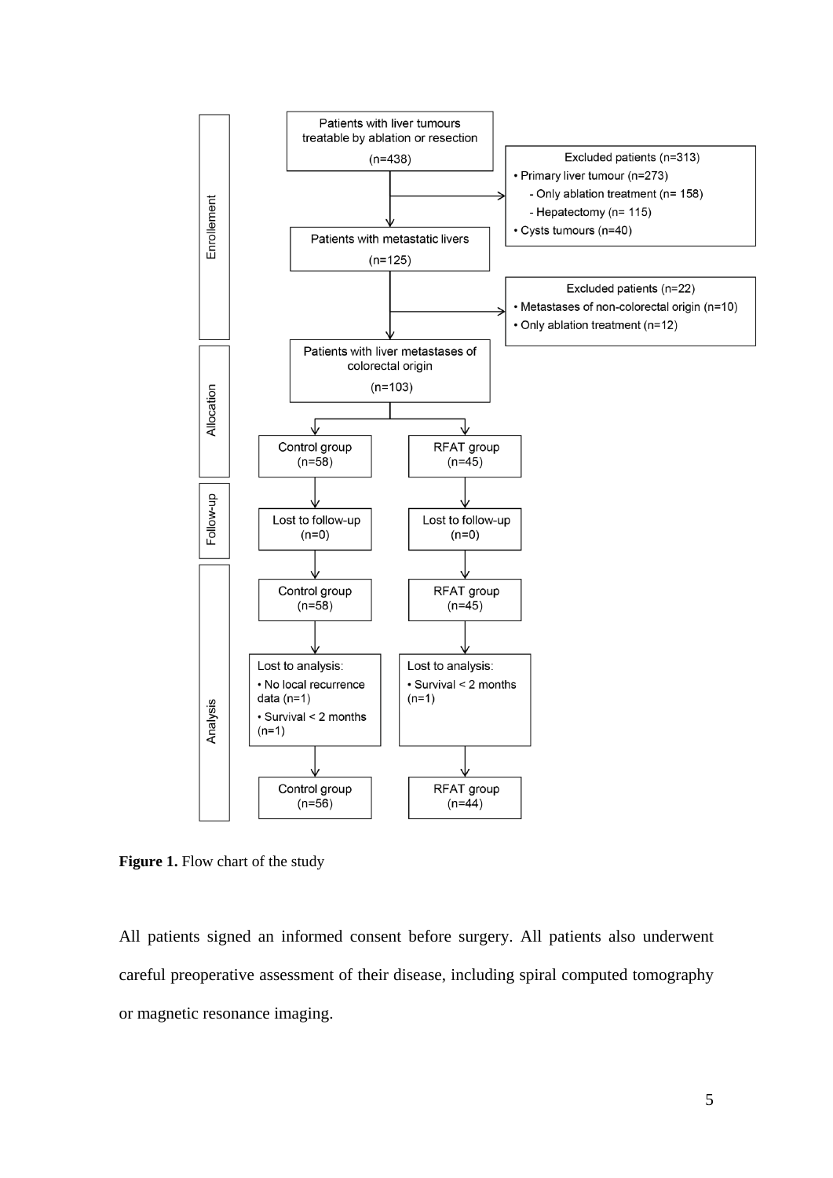**Enrollement**

Patients with liver tumours treatable by ablation or resection (n=438)

Excluded patients (n=313)
- Primary liver tumour (n=273)
  - Only ablation treatment (n= 158)
  - Hepatectomy (n= 115)
- Cysts tumours (n=40)

Patients with metastatic livers (n=125)

Excluded patients (n=22)
- Metastases of non-colorectal origin (n=10)
- Only ablation treatment (n=12)

**Allocation**

Patients with liver metastases of colorectal origin (n=103)

| Control group (n=58) | RFAT group (n=45) |
| --- | --- |

**Follow-up**

| Lost to follow-up (n=0) | Lost to follow-up (n=0) |
| --- | --- |

**Analysis**

| Control group (n=58) | RFAT group (n=45) |
| --- | --- |
| Lost to analysis: • No local recurrence data (n=1) • Survival < 2 months (n=1) | Lost to analysis: • Survival < 2 months (n=1) |
| Control group (n=56) | RFAT group (n=44) |

**Figure 1.** Flow chart of the study

All patients signed an informed consent before surgery. All patients also underwent careful preoperative assessment of their disease, including spiral computed tomography or magnetic resonance imaging.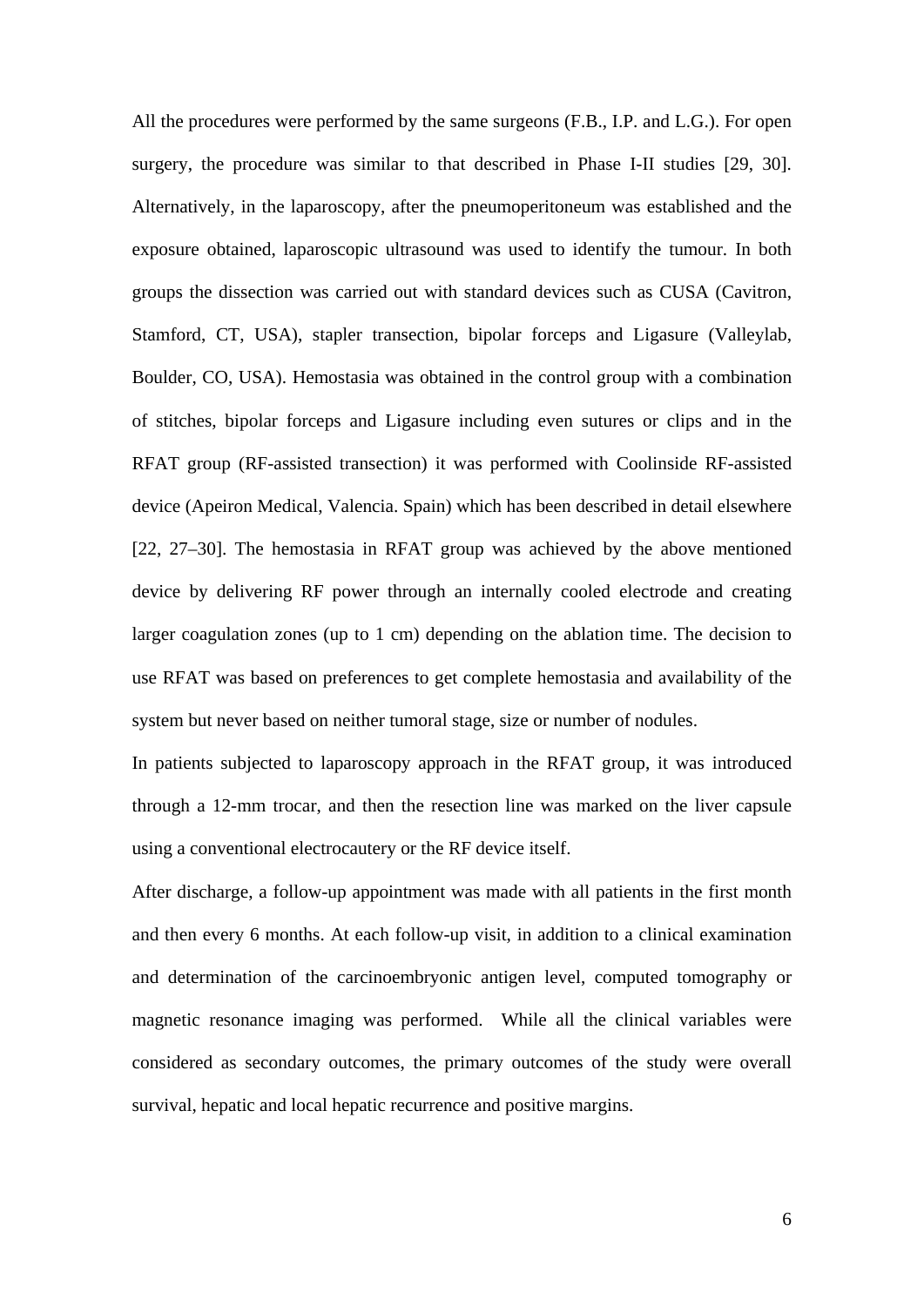All the procedures were performed by the same surgeons (F.B., I.P. and L.G.). For open surgery, the procedure was similar to that described in Phase I-II studies [29, 30]. Alternatively, in the laparoscopy, after the pneumoperitoneum was established and the exposure obtained, laparoscopic ultrasound was used to identify the tumour. In both groups the dissection was carried out with standard devices such as CUSA (Cavitron, Stamford, CT, USA), stapler transection, bipolar forceps and Ligasure (Valleylab, Boulder, CO, USA). Hemostasia was obtained in the control group with a combination of stitches, bipolar forceps and Ligasure including even sutures or clips and in the RFAT group (RF-assisted transection) it was performed with Coolinside RF-assisted device (Apeiron Medical, Valencia. Spain) which has been described in detail elsewhere [22, 27–30]. The hemostasia in RFAT group was achieved by the above mentioned device by delivering RF power through an internally cooled electrode and creating larger coagulation zones (up to 1 cm) depending on the ablation time. The decision to use RFAT was based on preferences to get complete hemostasia and availability of the system but never based on neither tumoral stage, size or number of nodules.

In patients subjected to laparoscopy approach in the RFAT group, it was introduced through a 12-mm trocar, and then the resection line was marked on the liver capsule using a conventional electrocautery or the RF device itself.

After discharge, a follow-up appointment was made with all patients in the first month and then every 6 months. At each follow-up visit, in addition to a clinical examination and determination of the carcinoembryonic antigen level, computed tomography or magnetic resonance imaging was performed. While all the clinical variables were considered as secondary outcomes, the primary outcomes of the study were overall survival, hepatic and local hepatic recurrence and positive margins.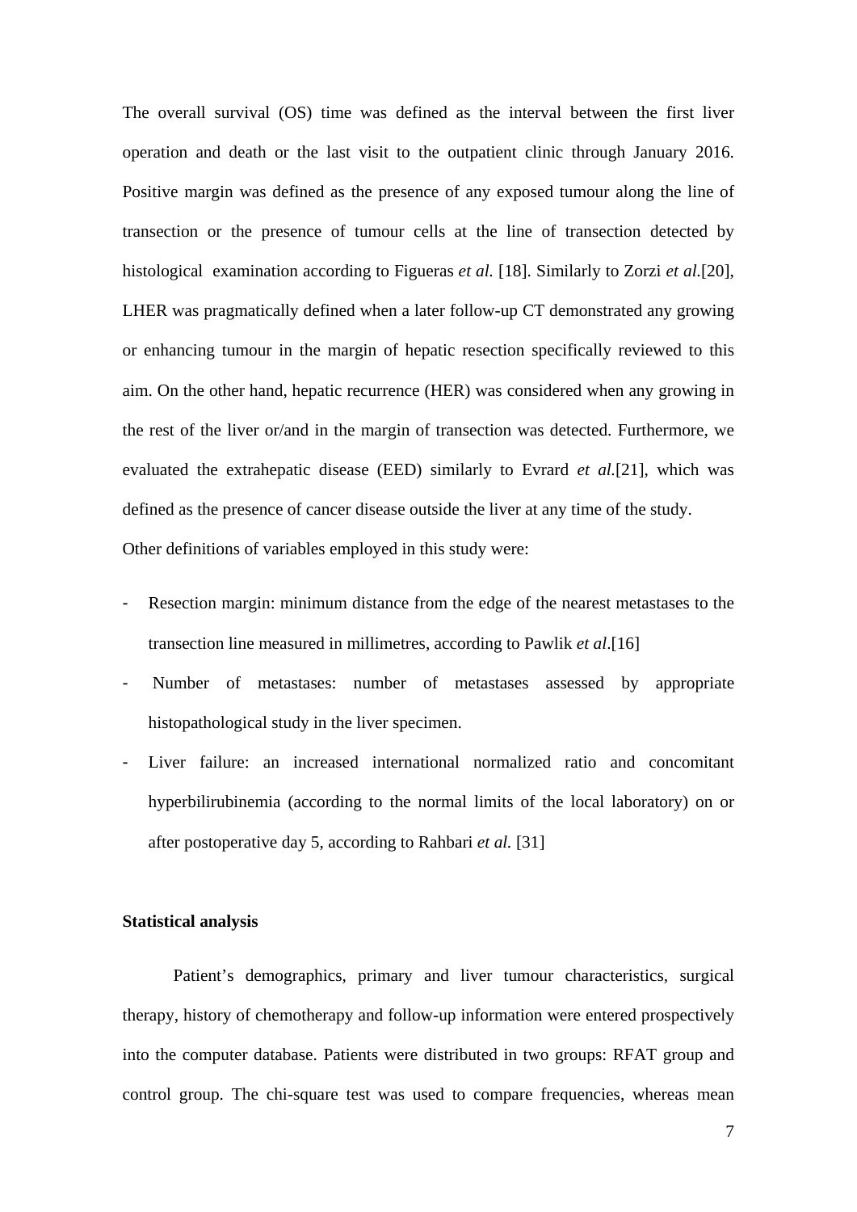The overall survival (OS) time was defined as the interval between the first liver operation and death or the last visit to the outpatient clinic through January 2016. Positive margin was defined as the presence of any exposed tumour along the line of transection or the presence of tumour cells at the line of transection detected by histological examination according to Figueras *et al.* [18]. Similarly to Zorzi *et al.*[20], LHER was pragmatically defined when a later follow-up CT demonstrated any growing or enhancing tumour in the margin of hepatic resection specifically reviewed to this aim. On the other hand, hepatic recurrence (HER) was considered when any growing in the rest of the liver or/and in the margin of transection was detected. Furthermore, we evaluated the extrahepatic disease (EED) similarly to Evrard *et al.*[21], which was defined as the presence of cancer disease outside the liver at any time of the study.

Other definitions of variables employed in this study were:

- Resection margin: minimum distance from the edge of the nearest metastases to the transection line measured in millimetres, according to Pawlik *et al*.[16]
- Number of metastases: number of metastases assessed by appropriate histopathological study in the liver specimen.
- Liver failure: an increased international normalized ratio and concomitant hyperbilirubinemia (according to the normal limits of the local laboratory) on or after postoperative day 5, according to Rahbari *et al.* [31]

**Statistical analysis**

Patient's demographics, primary and liver tumour characteristics, surgical therapy, history of chemotherapy and follow-up information were entered prospectively into the computer database. Patients were distributed in two groups: RFAT group and control group. The chi-square test was used to compare frequencies, whereas mean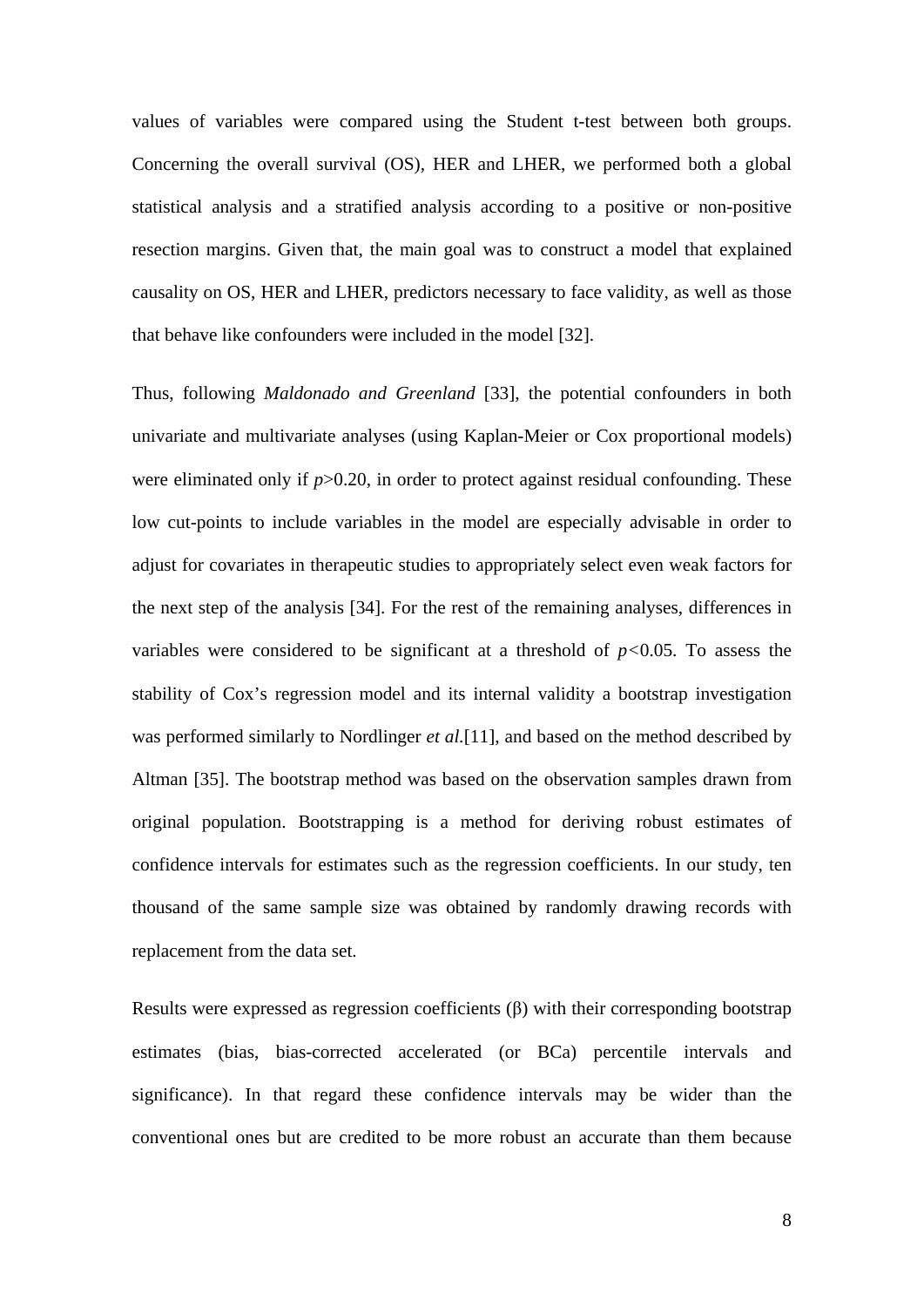values of variables were compared using the Student t-test between both groups. Concerning the overall survival (OS), HER and LHER, we performed both a global statistical analysis and a stratified analysis according to a positive or non-positive resection margins. Given that, the main goal was to construct a model that explained causality on OS, HER and LHER, predictors necessary to face validity, as well as those that behave like confounders were included in the model [32].

Thus, following *Maldonado and Greenland* [33], the potential confounders in both univariate and multivariate analyses (using Kaplan-Meier or Cox proportional models) were eliminated only if $p>0.20$, in order to protect against residual confounding. These low cut-points to include variables in the model are especially advisable in order to adjust for covariates in therapeutic studies to appropriately select even weak factors for the next step of the analysis [34]. For the rest of the remaining analyses, differences in variables were considered to be significant at a threshold of $p<0.05$. To assess the stability of Cox's regression model and its internal validity a bootstrap investigation was performed similarly to Nordlinger *et al.*[11], and based on the method described by Altman [35]. The bootstrap method was based on the observation samples drawn from original population. Bootstrapping is a method for deriving robust estimates of confidence intervals for estimates such as the regression coefficients. In our study, ten thousand of the same sample size was obtained by randomly drawing records with replacement from the data set.

Results were expressed as regression coefficients (β) with their corresponding bootstrap estimates (bias, bias-corrected accelerated (or BCa) percentile intervals and significance). In that regard these confidence intervals may be wider than the conventional ones but are credited to be more robust an accurate than them because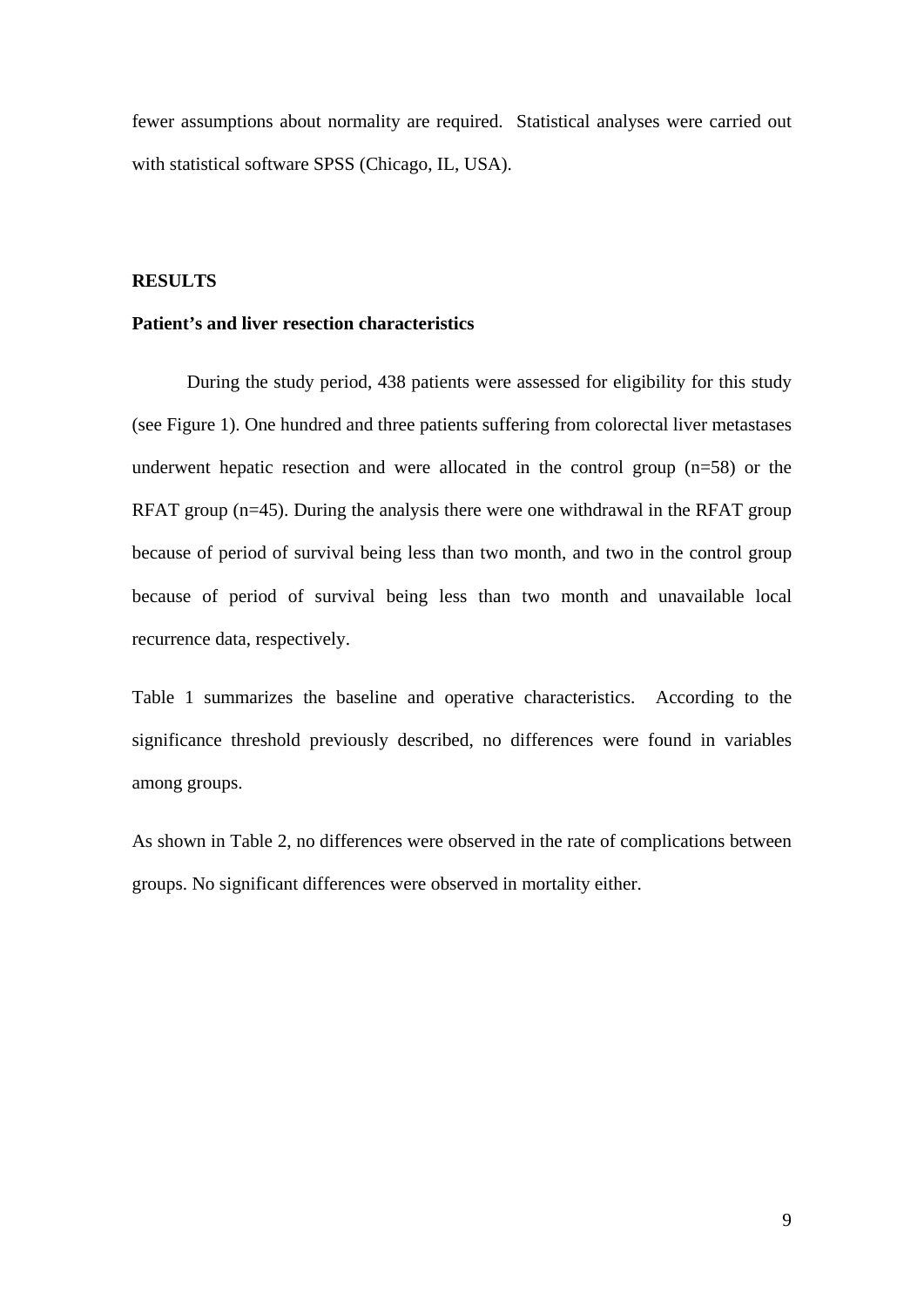fewer assumptions about normality are required.  Statistical analyses were carried out with statistical software SPSS (Chicago, IL, USA).

## RESULTS

### Patient's and liver resection characteristics

During the study period, 438 patients were assessed for eligibility for this study (see Figure 1). One hundred and three patients suffering from colorectal liver metastases underwent hepatic resection and were allocated in the control group (n=58) or the RFAT group (n=45). During the analysis there were one withdrawal in the RFAT group because of period of survival being less than two month, and two in the control group because of period of survival being less than two month and unavailable local recurrence data, respectively.

Table 1 summarizes the baseline and operative characteristics.  According to the significance threshold previously described, no differences were found in variables among groups.

As shown in Table 2, no differences were observed in the rate of complications between groups. No significant differences were observed in mortality either.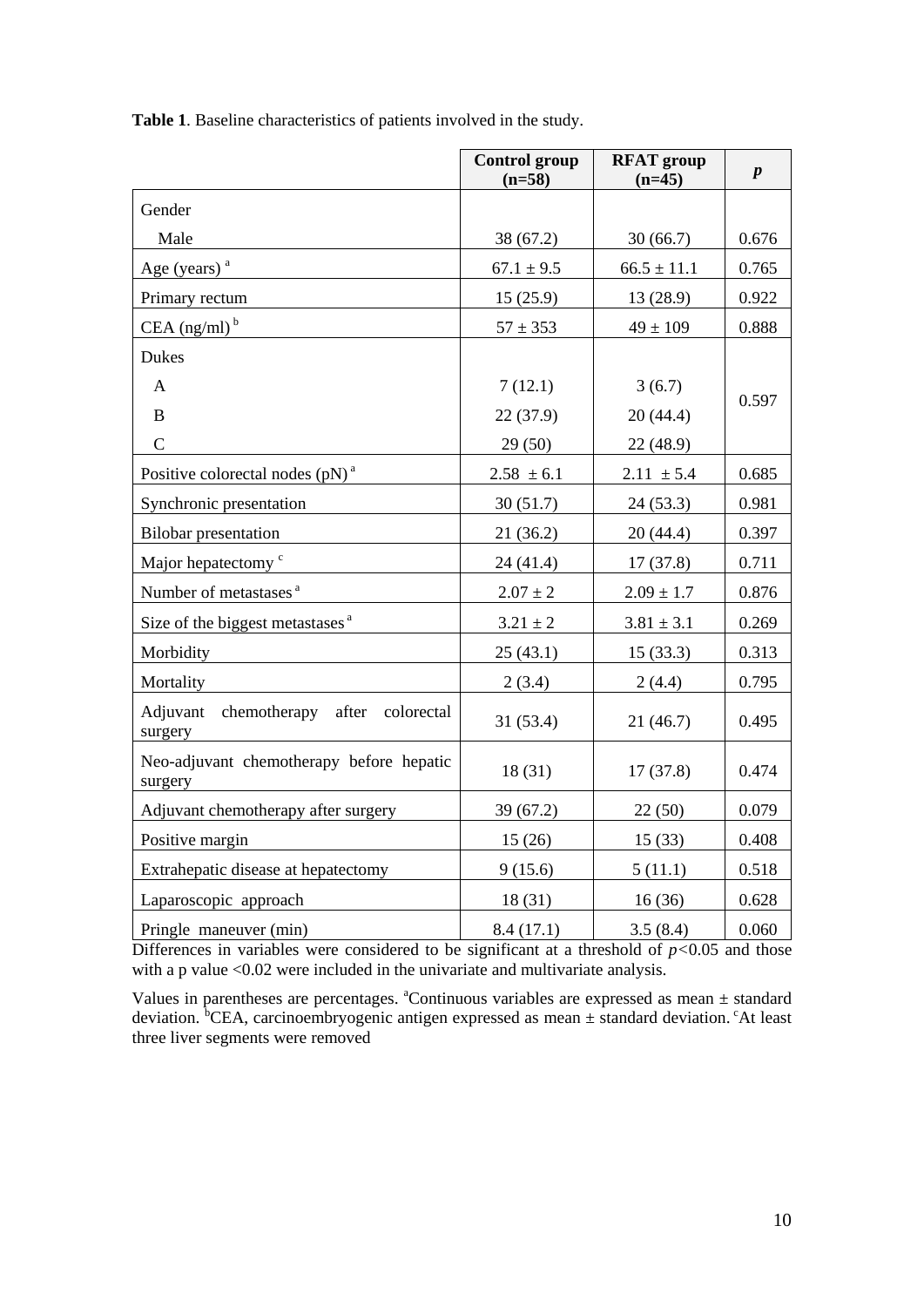**Table 1**. Baseline characteristics of patients involved in the study.

| | Control group (n=58) | RFAT group (n=45) | *p* |
|---|---|---|---|
| Gender | | | |
| Male | 38 (67.2) | 30 (66.7) | 0.676 |
| Age (years) [a] | 67.1 ± 9.5 | 66.5 ± 11.1 | 0.765 |
| Primary rectum | 15 (25.9) | 13 (28.9) | 0.922 |
| CEA (ng/ml) [b] | 57 ± 353 | 49 ± 109 | 0.888 |
| Dukes | | | |
| A | 7 (12.1) | 3 (6.7) | 0.597 |
| B | 22 (37.9) | 20 (44.4) | |
| C | 29 (50) | 22 (48.9) | |
| Positive colorectal nodes (pN) [a] | 2.58 ± 6.1 | 2.11 ± 5.4 | 0.685 |
| Synchronic presentation | 30 (51.7) | 24 (53.3) | 0.981 |
| Bilobar presentation | 21 (36.2) | 20 (44.4) | 0.397 |
| Major hepatectomy [c] | 24 (41.4) | 17 (37.8) | 0.711 |
| Number of metastases [a] | 2.07 ± 2 | 2.09 ± 1.7 | 0.876 |
| Size of the biggest metastases [a] | 3.21 ± 2 | 3.81 ± 3.1 | 0.269 |
| Morbidity | 25 (43.1) | 15 (33.3) | 0.313 |
| Mortality | 2 (3.4) | 2 (4.4) | 0.795 |
| Adjuvant chemotherapy after colorectal surgery | 31 (53.4) | 21 (46.7) | 0.495 |
| Neo-adjuvant chemotherapy before hepatic surgery | 18 (31) | 17 (37.8) | 0.474 |
| Adjuvant chemotherapy after surgery | 39 (67.2) | 22 (50) | 0.079 |
| Positive margin | 15 (26) | 15 (33) | 0.408 |
| Extrahepatic disease at hepatectomy | 9 (15.6) | 5 (11.1) | 0.518 |
| Laparoscopic approach | 18 (31) | 16 (36) | 0.628 |
| Pringle maneuver (min) | 8.4 (17.1) | 3.5 (8.4) | 0.060 |

Differences in variables were considered to be significant at a threshold of $p<0.05$ and those with a p value <0.02 were included in the univariate and multivariate analysis.

Values in parentheses are percentages. [a]Continuous variables are expressed as mean ± standard deviation. [b]CEA, carcinoembryogenic antigen expressed as mean ± standard deviation. [c]At least three liver segments were removed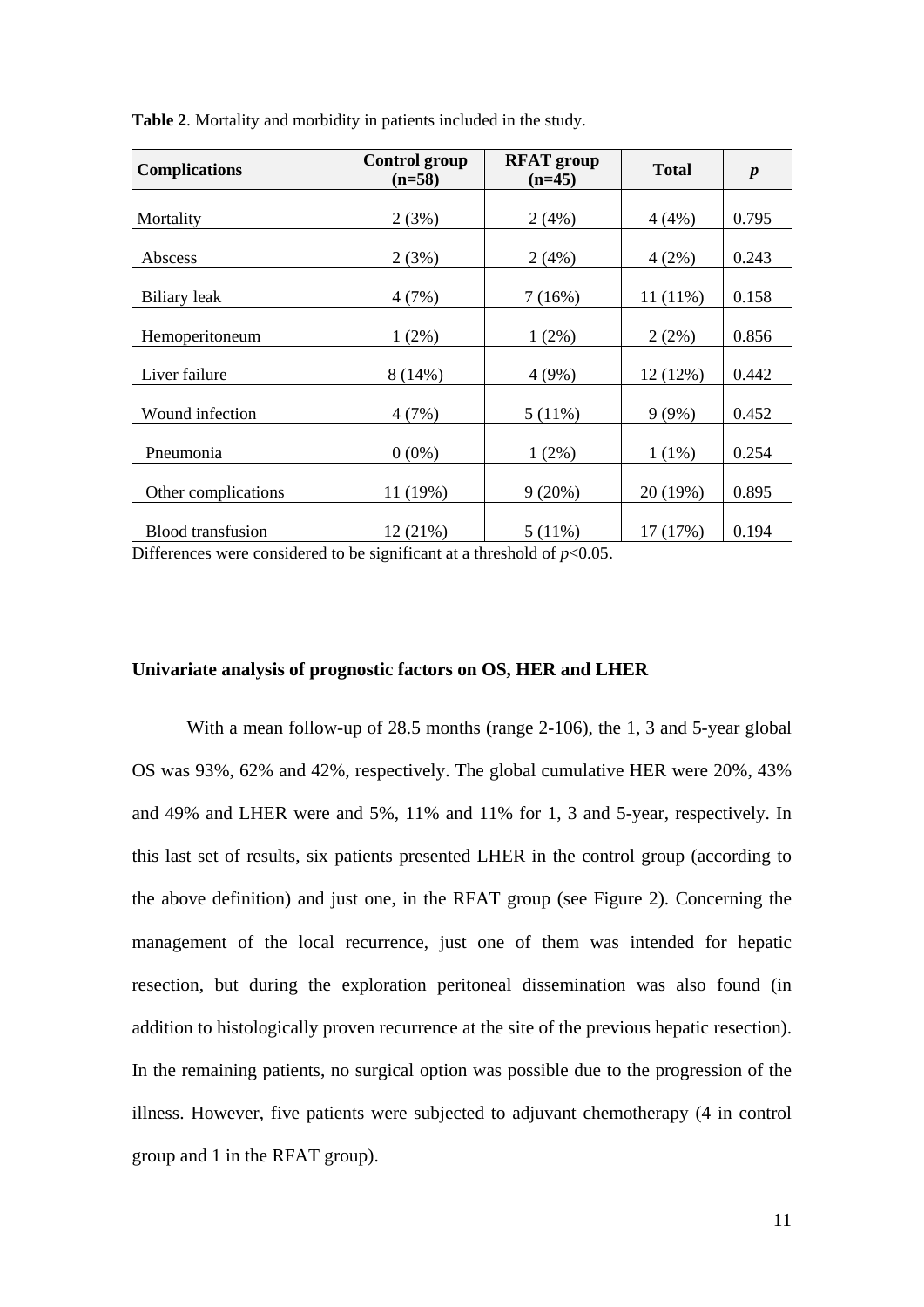**Table 2**. Mortality and morbidity in patients included in the study.

| Complications | Control group (n=58) | RFAT group (n=45) | Total | *p* |
|---|---|---|---|---|
| Mortality | 2 (3%) | 2 (4%) | 4 (4%) | 0.795 |
| Abscess | 2 (3%) | 2 (4%) | 4 (2%) | 0.243 |
| Biliary leak | 4 (7%) | 7 (16%) | 11 (11%) | 0.158 |
| Hemoperitoneum | 1 (2%) | 1 (2%) | 2 (2%) | 0.856 |
| Liver failure | 8 (14%) | 4 (9%) | 12 (12%) | 0.442 |
| Wound infection | 4 (7%) | 5 (11%) | 9 (9%) | 0.452 |
| Pneumonia | 0 (0%) | 1 (2%) | 1 (1%) | 0.254 |
| Other complications | 11 (19%) | 9 (20%) | 20 (19%) | 0.895 |
| Blood transfusion | 12 (21%) | 5 (11%) | 17 (17%) | 0.194 |

Differences were considered to be significant at a threshold of $p<0.05$.

### Univariate analysis of prognostic factors on OS, HER and LHER

With a mean follow-up of 28.5 months (range 2-106), the 1, 3 and 5-year global OS was 93%, 62% and 42%, respectively. The global cumulative HER were 20%, 43% and 49% and LHER were and 5%, 11% and 11% for 1, 3 and 5-year, respectively. In this last set of results, six patients presented LHER in the control group (according to the above definition) and just one, in the RFAT group (see Figure 2). Concerning the management of the local recurrence, just one of them was intended for hepatic resection, but during the exploration peritoneal dissemination was also found (in addition to histologically proven recurrence at the site of the previous hepatic resection). In the remaining patients, no surgical option was possible due to the progression of the illness. However, five patients were subjected to adjuvant chemotherapy (4 in control group and 1 in the RFAT group).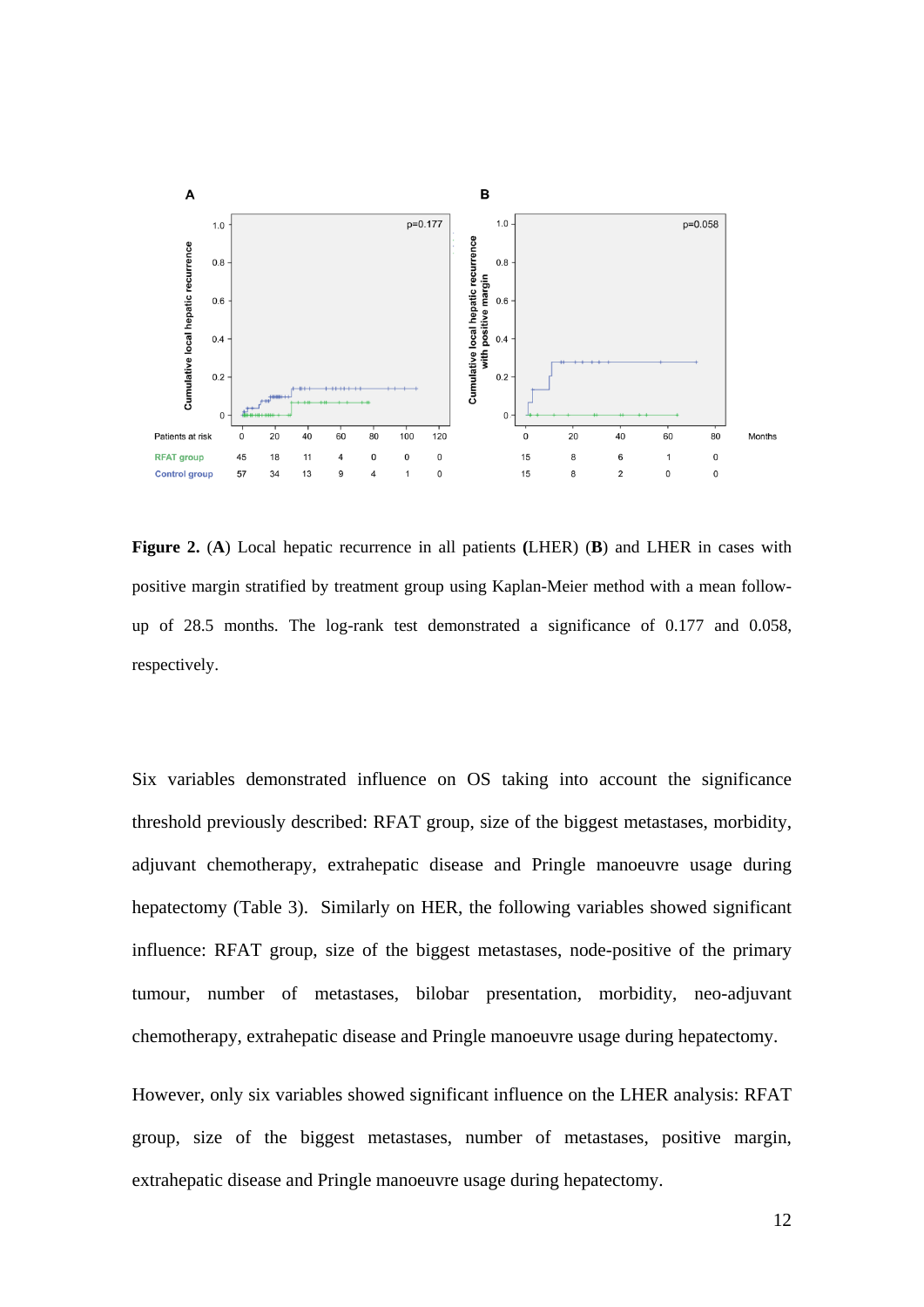**Figure 2.** (**A**) Local hepatic recurrence in all patients **(**LHER) (**B**) and LHER in cases with positive margin stratified by treatment group using Kaplan-Meier method with a mean follow-up of 28.5 months. The log-rank test demonstrated a significance of 0.177 and 0.058, respectively.

Six variables demonstrated influence on OS taking into account the significance threshold previously described: RFAT group, size of the biggest metastases, morbidity, adjuvant chemotherapy, extrahepatic disease and Pringle manoeuvre usage during hepatectomy (Table 3). Similarly on HER, the following variables showed significant influence: RFAT group, size of the biggest metastases, node-positive of the primary tumour, number of metastases, bilobar presentation, morbidity, neo-adjuvant chemotherapy, extrahepatic disease and Pringle manoeuvre usage during hepatectomy.

However, only six variables showed significant influence on the LHER analysis: RFAT group, size of the biggest metastases, number of metastases, positive margin, extrahepatic disease and Pringle manoeuvre usage during hepatectomy.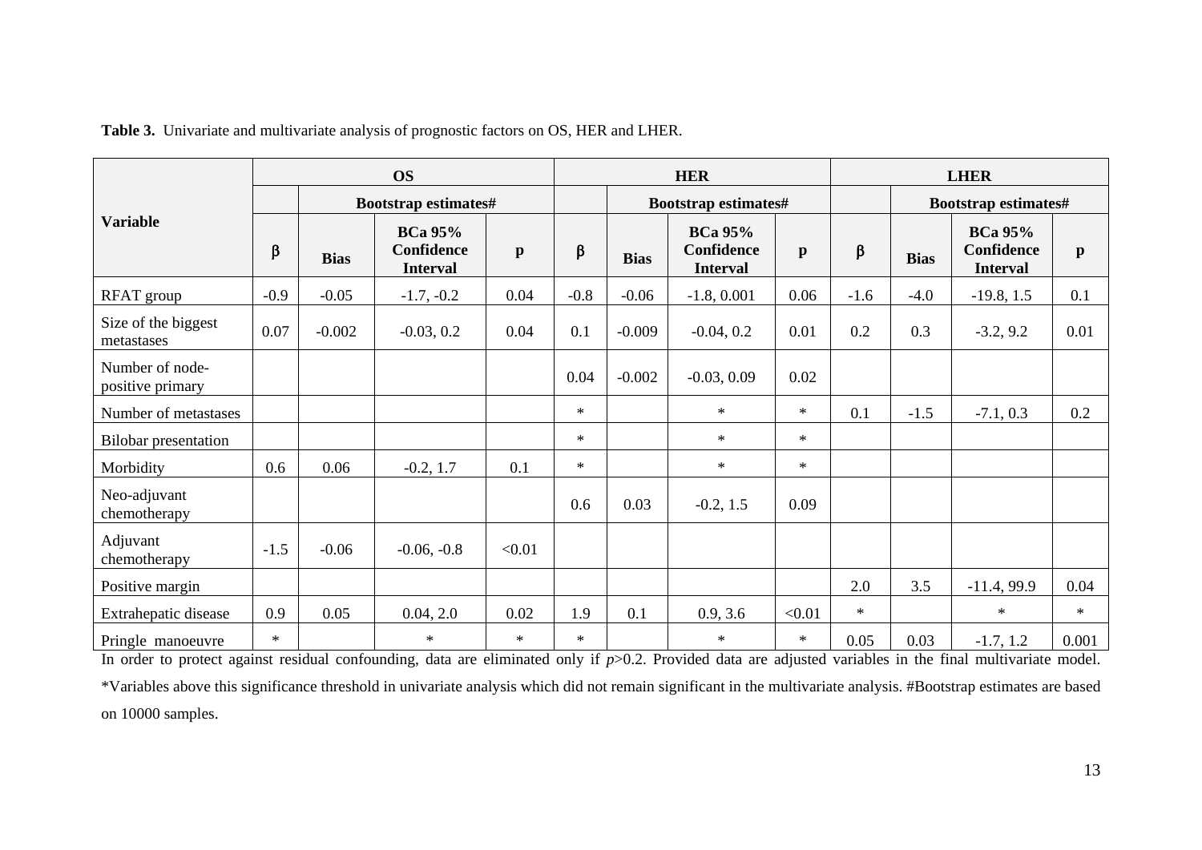**Table 3.** Univariate and multivariate analysis of prognostic factors on OS, HER and LHER.

| Variable | OS | | | | HER | | | | LHER | | | |
|---|---|---|---|---|---|---|---|---|---|---|---|---|
| | | Bootstrap estimates# | | | | Bootstrap estimates# | | | | Bootstrap estimates# | | |
| | β | Bias | BCa 95% Confidence Interval | p | β | Bias | BCa 95% Confidence Interval | p | β | Bias | BCa 95% Confidence Interval | p |
| RFAT group | -0.9 | -0.05 | -1.7, -0.2 | 0.04 | -0.8 | -0.06 | -1.8, 0.001 | 0.06 | -1.6 | -4.0 | -19.8, 1.5 | 0.1 |
| Size of the biggest metastases | 0.07 | -0.002 | -0.03, 0.2 | 0.04 | 0.1 | -0.009 | -0.04, 0.2 | 0.01 | 0.2 | 0.3 | -3.2, 9.2 | 0.01 |
| Number of node-positive primary | | | | | 0.04 | -0.002 | -0.03, 0.09 | 0.02 | | | | |
| Number of metastases | | | | | * | | * | * | 0.1 | -1.5 | -7.1, 0.3 | 0.2 |
| Bilobar presentation | | | | | * | | * | * | | | | |
| Morbidity | 0.6 | 0.06 | -0.2, 1.7 | 0.1 | * | | * | * | | | | |
| Neo-adjuvant chemotherapy | | | | | 0.6 | 0.03 | -0.2, 1.5 | 0.09 | | | | |
| Adjuvant chemotherapy | -1.5 | -0.06 | -0.06, -0.8 | <0.01 | | | | | | | | |
| Positive margin | | | | | | | | | 2.0 | 3.5 | -11.4, 99.9 | 0.04 |
| Extrahepatic disease | 0.9 | 0.05 | 0.04, 2.0 | 0.02 | 1.9 | 0.1 | 0.9, 3.6 | <0.01 | * | | * | * |
| Pringle manoeuvre | * | | * | * | * | | * | * | 0.05 | 0.03 | -1.7, 1.2 | 0.001 |

In order to protect against residual confounding, data are eliminated only if $p$>0.2. Provided data are adjusted variables in the final multivariate model. *Variables above this significance threshold in univariate analysis which did not remain significant in the multivariate analysis. #Bootstrap estimates are based on 10000 samples.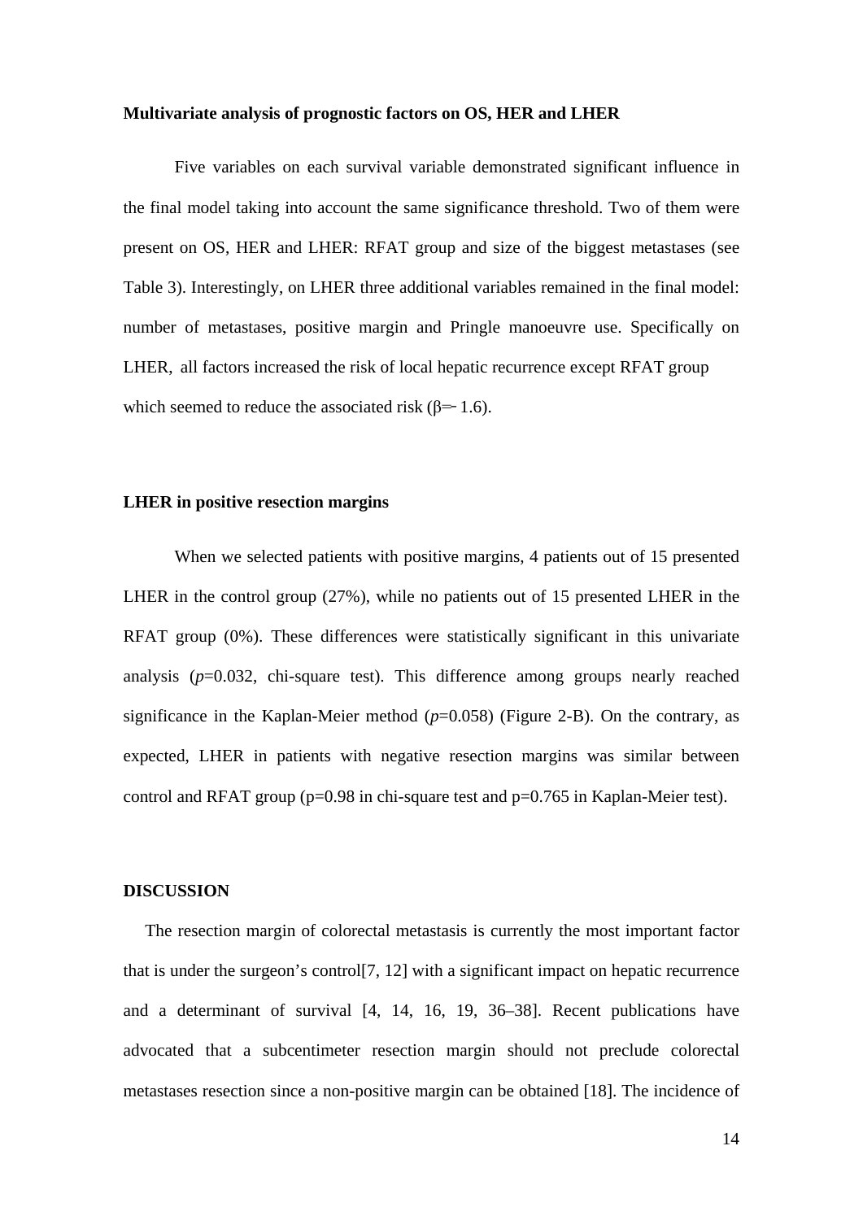**Multivariate analysis of prognostic factors on OS, HER and LHER**

Five variables on each survival variable demonstrated significant influence in the final model taking into account the same significance threshold. Two of them were present on OS, HER and LHER: RFAT group and size of the biggest metastases (see Table 3). Interestingly, on LHER three additional variables remained in the final model: number of metastases, positive margin and Pringle manoeuvre use. Specifically on LHER, all factors increased the risk of local hepatic recurrence except RFAT group which seemed to reduce the associated risk ($\beta = -1.6$).

**LHER in positive resection margins**

When we selected patients with positive margins, 4 patients out of 15 presented LHER in the control group (27%), while no patients out of 15 presented LHER in the RFAT group (0%). These differences were statistically significant in this univariate analysis ($p=0.032$, chi-square test). This difference among groups nearly reached significance in the Kaplan-Meier method ($p=0.058$) (Figure 2-B). On the contrary, as expected, LHER in patients with negative resection margins was similar between control and RFAT group ($p=0.98$ in chi-square test and $p=0.765$ in Kaplan-Meier test).

**DISCUSSION**

The resection margin of colorectal metastasis is currently the most important factor that is under the surgeon's control[7, 12] with a significant impact on hepatic recurrence and a determinant of survival [4, 14, 16, 19, 36–38]. Recent publications have advocated that a subcentimeter resection margin should not preclude colorectal metastases resection since a non-positive margin can be obtained [18]. The incidence of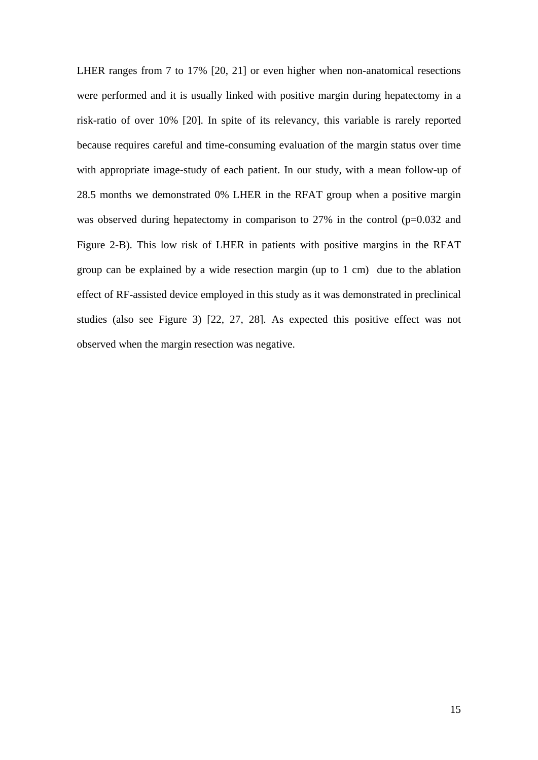LHER ranges from 7 to 17% [20, 21] or even higher when non-anatomical resections were performed and it is usually linked with positive margin during hepatectomy in a risk-ratio of over 10% [20]. In spite of its relevancy, this variable is rarely reported because requires careful and time-consuming evaluation of the margin status over time with appropriate image-study of each patient. In our study, with a mean follow-up of 28.5 months we demonstrated 0% LHER in the RFAT group when a positive margin was observed during hepatectomy in comparison to 27% in the control (p=0.032 and Figure 2-B). This low risk of LHER in patients with positive margins in the RFAT group can be explained by a wide resection margin (up to 1 cm)  due to the ablation effect of RF-assisted device employed in this study as it was demonstrated in preclinical studies (also see Figure 3) [22, 27, 28]. As expected this positive effect was not observed when the margin resection was negative.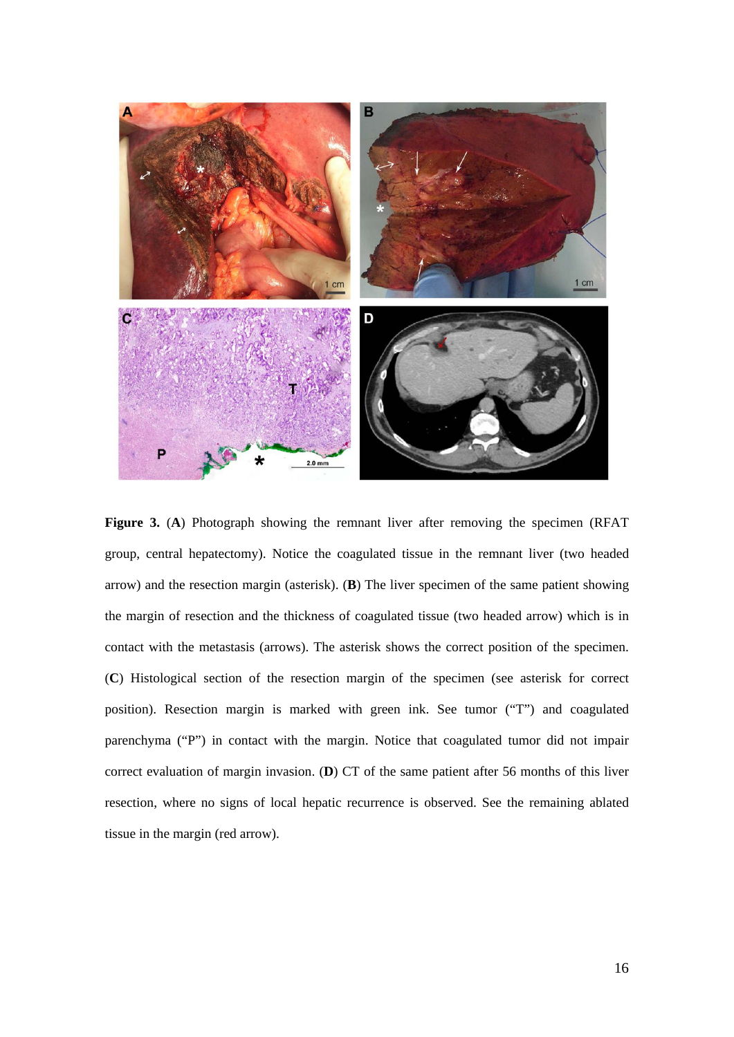**Figure 3.** (**A**) Photograph showing the remnant liver after removing the specimen (RFAT group, central hepatectomy). Notice the coagulated tissue in the remnant liver (two headed arrow) and the resection margin (asterisk). (**B**) The liver specimen of the same patient showing the margin of resection and the thickness of coagulated tissue (two headed arrow) which is in contact with the metastasis (arrows). The asterisk shows the correct position of the specimen. (**C**) Histological section of the resection margin of the specimen (see asterisk for correct position). Resection margin is marked with green ink. See tumor ("T") and coagulated parenchyma ("P") in contact with the margin. Notice that coagulated tumor did not impair correct evaluation of margin invasion. (**D**) CT of the same patient after 56 months of this liver resection, where no signs of local hepatic recurrence is observed. See the remaining ablated tissue in the margin (red arrow).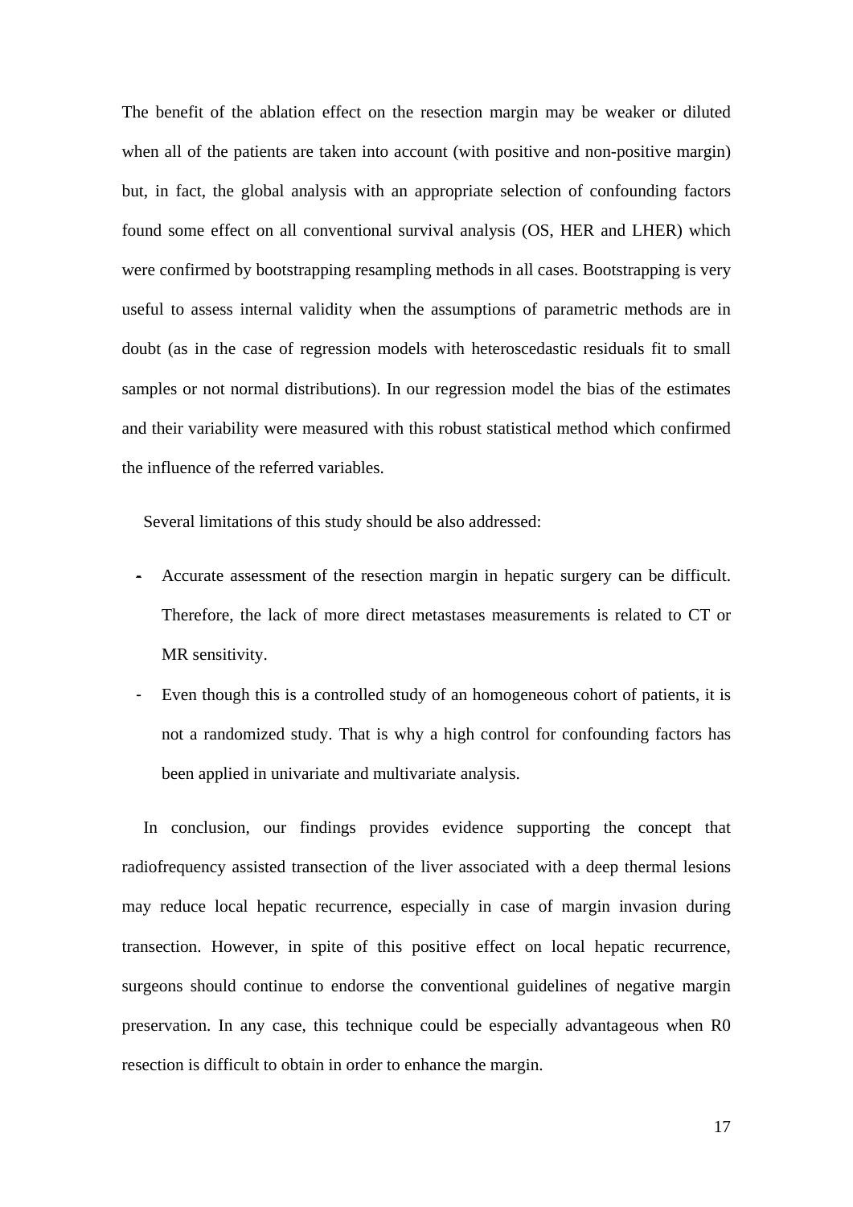The benefit of the ablation effect on the resection margin may be weaker or diluted when all of the patients are taken into account (with positive and non-positive margin) but, in fact, the global analysis with an appropriate selection of confounding factors found some effect on all conventional survival analysis (OS, HER and LHER) which were confirmed by bootstrapping resampling methods in all cases. Bootstrapping is very useful to assess internal validity when the assumptions of parametric methods are in doubt (as in the case of regression models with heteroscedastic residuals fit to small samples or not normal distributions). In our regression model the bias of the estimates and their variability were measured with this robust statistical method which confirmed the influence of the referred variables.

Several limitations of this study should be also addressed:

- Accurate assessment of the resection margin in hepatic surgery can be difficult. Therefore, the lack of more direct metastases measurements is related to CT or MR sensitivity.
- Even though this is a controlled study of an homogeneous cohort of patients, it is not a randomized study. That is why a high control for confounding factors has been applied in univariate and multivariate analysis.

In conclusion, our findings provides evidence supporting the concept that radiofrequency assisted transection of the liver associated with a deep thermal lesions may reduce local hepatic recurrence, especially in case of margin invasion during transection. However, in spite of this positive effect on local hepatic recurrence, surgeons should continue to endorse the conventional guidelines of negative margin preservation. In any case, this technique could be especially advantageous when R0 resection is difficult to obtain in order to enhance the margin.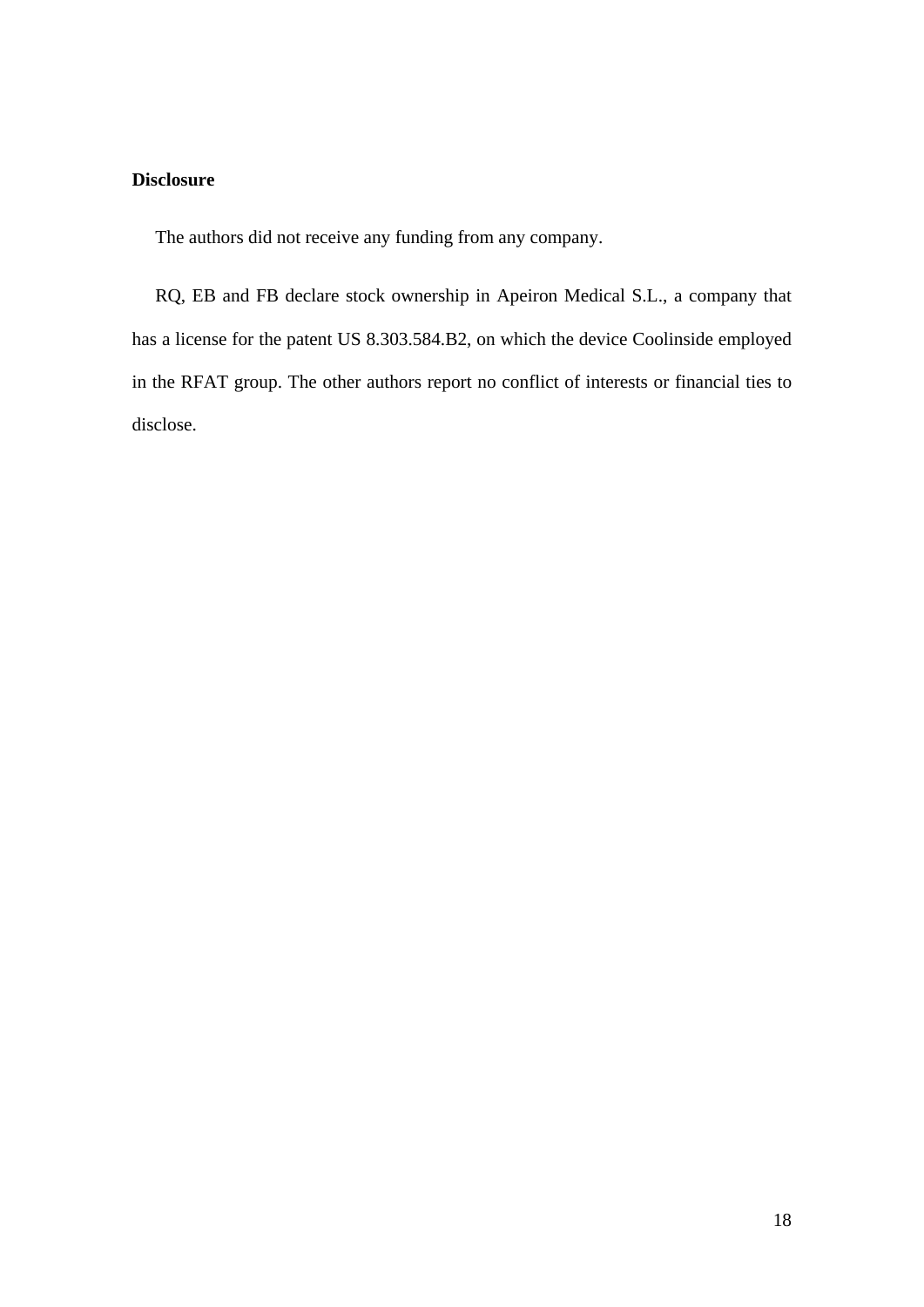## Disclosure

The authors did not receive any funding from any company.

RQ, EB and FB declare stock ownership in Apeiron Medical S.L., a company that has a license for the patent US 8.303.584.B2, on which the device Coolinside employed in the RFAT group. The other authors report no conflict of interests or financial ties to disclose.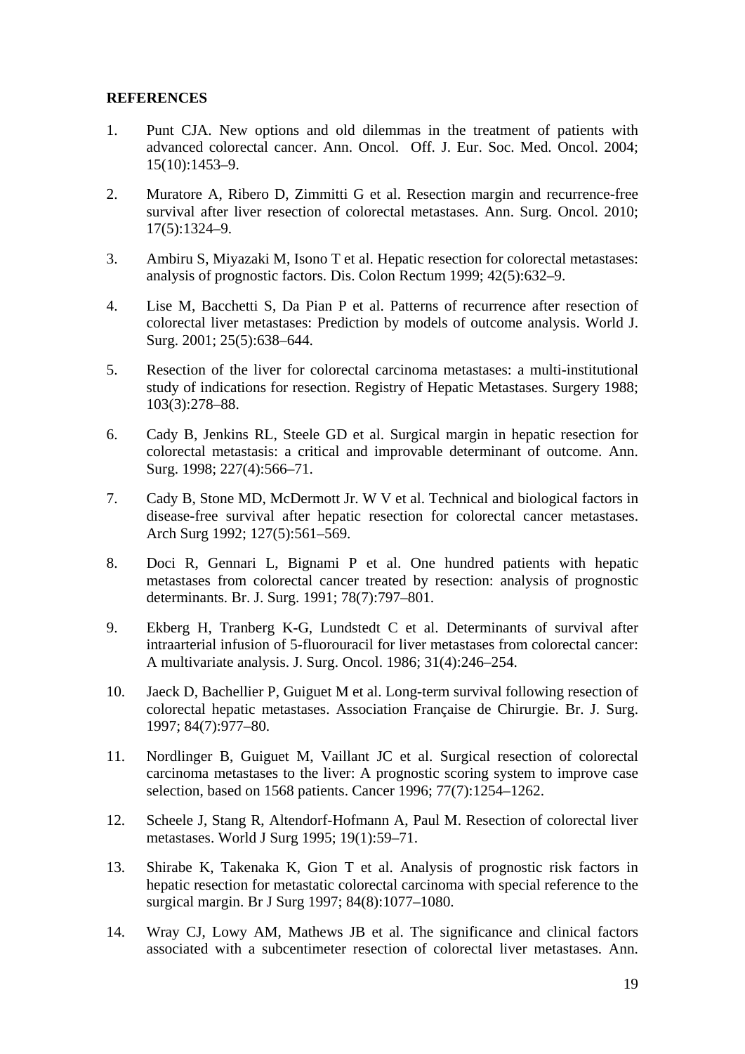**REFERENCES**

1. Punt CJA. New options and old dilemmas in the treatment of patients with advanced colorectal cancer. Ann. Oncol. Off. J. Eur. Soc. Med. Oncol. 2004; 15(10):1453–9.

2. Muratore A, Ribero D, Zimmitti G et al. Resection margin and recurrence-free survival after liver resection of colorectal metastases. Ann. Surg. Oncol. 2010; 17(5):1324–9.

3. Ambiru S, Miyazaki M, Isono T et al. Hepatic resection for colorectal metastases: analysis of prognostic factors. Dis. Colon Rectum 1999; 42(5):632–9.

4. Lise M, Bacchetti S, Da Pian P et al. Patterns of recurrence after resection of colorectal liver metastases: Prediction by models of outcome analysis. World J. Surg. 2001; 25(5):638–644.

5. Resection of the liver for colorectal carcinoma metastases: a multi-institutional study of indications for resection. Registry of Hepatic Metastases. Surgery 1988; 103(3):278–88.

6. Cady B, Jenkins RL, Steele GD et al. Surgical margin in hepatic resection for colorectal metastasis: a critical and improvable determinant of outcome. Ann. Surg. 1998; 227(4):566–71.

7. Cady B, Stone MD, McDermott Jr. W V et al. Technical and biological factors in disease-free survival after hepatic resection for colorectal cancer metastases. Arch Surg 1992; 127(5):561–569.

8. Doci R, Gennari L, Bignami P et al. One hundred patients with hepatic metastases from colorectal cancer treated by resection: analysis of prognostic determinants. Br. J. Surg. 1991; 78(7):797–801.

9. Ekberg H, Tranberg K-G, Lundstedt C et al. Determinants of survival after intraarterial infusion of 5-fluorouracil for liver metastases from colorectal cancer: A multivariate analysis. J. Surg. Oncol. 1986; 31(4):246–254.

10. Jaeck D, Bachellier P, Guiguet M et al. Long-term survival following resection of colorectal hepatic metastases. Association Française de Chirurgie. Br. J. Surg. 1997; 84(7):977–80.

11. Nordlinger B, Guiguet M, Vaillant JC et al. Surgical resection of colorectal carcinoma metastases to the liver: A prognostic scoring system to improve case selection, based on 1568 patients. Cancer 1996; 77(7):1254–1262.

12. Scheele J, Stang R, Altendorf-Hofmann A, Paul M. Resection of colorectal liver metastases. World J Surg 1995; 19(1):59–71.

13. Shirabe K, Takenaka K, Gion T et al. Analysis of prognostic risk factors in hepatic resection for metastatic colorectal carcinoma with special reference to the surgical margin. Br J Surg 1997; 84(8):1077–1080.

14. Wray CJ, Lowy AM, Mathews JB et al. The significance and clinical factors associated with a subcentimeter resection of colorectal liver metastases. Ann.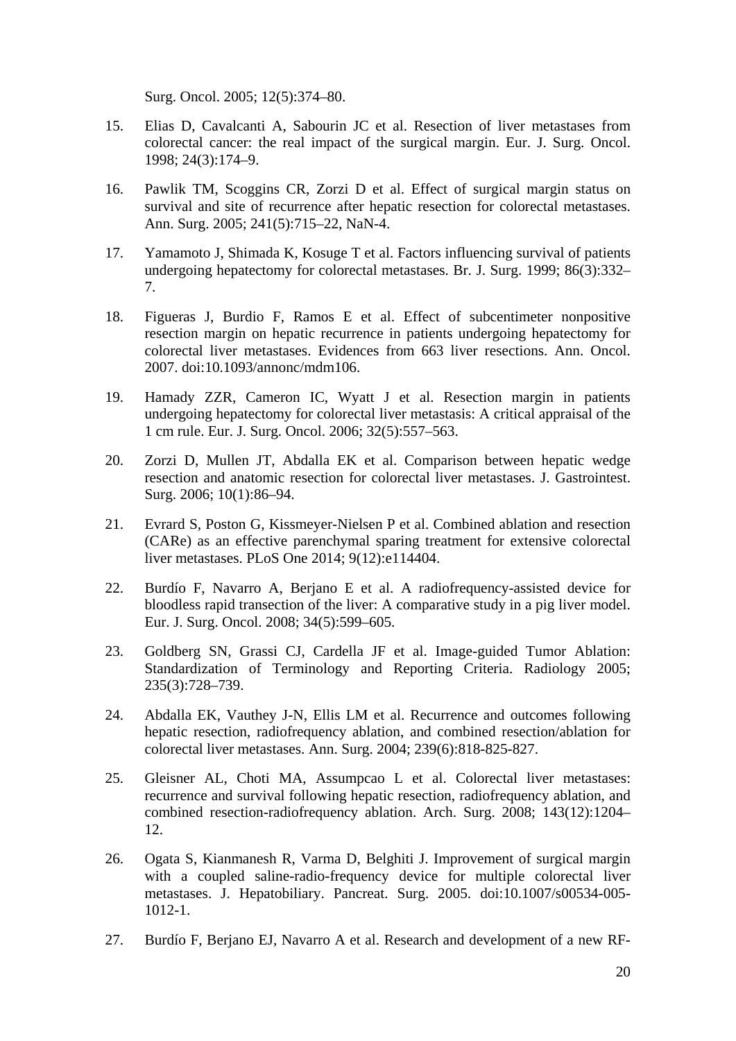Surg. Oncol. 2005; 12(5):374–80.

15. Elias D, Cavalcanti A, Sabourin JC et al. Resection of liver metastases from colorectal cancer: the real impact of the surgical margin. Eur. J. Surg. Oncol. 1998; 24(3):174–9.

16. Pawlik TM, Scoggins CR, Zorzi D et al. Effect of surgical margin status on survival and site of recurrence after hepatic resection for colorectal metastases. Ann. Surg. 2005; 241(5):715–22, NaN-4.

17. Yamamoto J, Shimada K, Kosuge T et al. Factors influencing survival of patients undergoing hepatectomy for colorectal metastases. Br. J. Surg. 1999; 86(3):332–7.

18. Figueras J, Burdio F, Ramos E et al. Effect of subcentimeter nonpositive resection margin on hepatic recurrence in patients undergoing hepatectomy for colorectal liver metastases. Evidences from 663 liver resections. Ann. Oncol. 2007. doi:10.1093/annonc/mdm106.

19. Hamady ZZR, Cameron IC, Wyatt J et al. Resection margin in patients undergoing hepatectomy for colorectal liver metastasis: A critical appraisal of the 1 cm rule. Eur. J. Surg. Oncol. 2006; 32(5):557–563.

20. Zorzi D, Mullen JT, Abdalla EK et al. Comparison between hepatic wedge resection and anatomic resection for colorectal liver metastases. J. Gastrointest. Surg. 2006; 10(1):86–94.

21. Evrard S, Poston G, Kissmeyer-Nielsen P et al. Combined ablation and resection (CARe) as an effective parenchymal sparing treatment for extensive colorectal liver metastases. PLoS One 2014; 9(12):e114404.

22. Burdío F, Navarro A, Berjano E et al. A radiofrequency-assisted device for bloodless rapid transection of the liver: A comparative study in a pig liver model. Eur. J. Surg. Oncol. 2008; 34(5):599–605.

23. Goldberg SN, Grassi CJ, Cardella JF et al. Image-guided Tumor Ablation: Standardization of Terminology and Reporting Criteria. Radiology 2005; 235(3):728–739.

24. Abdalla EK, Vauthey J-N, Ellis LM et al. Recurrence and outcomes following hepatic resection, radiofrequency ablation, and combined resection/ablation for colorectal liver metastases. Ann. Surg. 2004; 239(6):818-825-827.

25. Gleisner AL, Choti MA, Assumpcao L et al. Colorectal liver metastases: recurrence and survival following hepatic resection, radiofrequency ablation, and combined resection-radiofrequency ablation. Arch. Surg. 2008; 143(12):1204–12.

26. Ogata S, Kianmanesh R, Varma D, Belghiti J. Improvement of surgical margin with a coupled saline-radio-frequency device for multiple colorectal liver metastases. J. Hepatobiliary. Pancreat. Surg. 2005. doi:10.1007/s00534-005-1012-1.

27. Burdío F, Berjano EJ, Navarro A et al. Research and development of a new RF-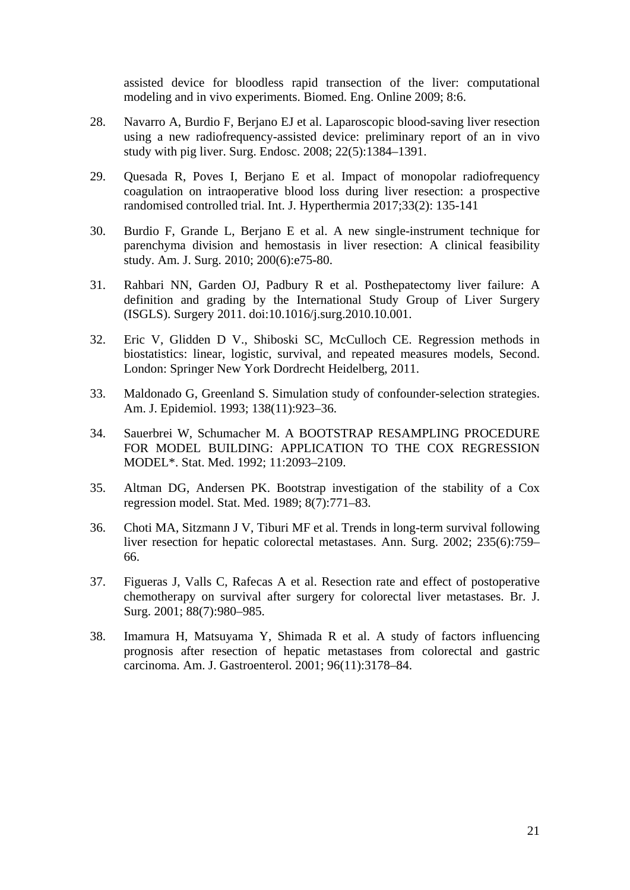assisted device for bloodless rapid transection of the liver: computational modeling and in vivo experiments. Biomed. Eng. Online 2009; 8:6.

28. Navarro A, Burdio F, Berjano EJ et al. Laparoscopic blood-saving liver resection using a new radiofrequency-assisted device: preliminary report of an in vivo study with pig liver. Surg. Endosc. 2008; 22(5):1384–1391.

29. Quesada R, Poves I, Berjano E et al. Impact of monopolar radiofrequency coagulation on intraoperative blood loss during liver resection: a prospective randomised controlled trial. Int. J. Hyperthermia 2017;33(2): 135-141

30. Burdio F, Grande L, Berjano E et al. A new single-instrument technique for parenchyma division and hemostasis in liver resection: A clinical feasibility study. Am. J. Surg. 2010; 200(6):e75-80.

31. Rahbari NN, Garden OJ, Padbury R et al. Posthepatectomy liver failure: A definition and grading by the International Study Group of Liver Surgery (ISGLS). Surgery 2011. doi:10.1016/j.surg.2010.10.001.

32. Eric V, Glidden D V., Shiboski SC, McCulloch CE. Regression methods in biostatistics: linear, logistic, survival, and repeated measures models, Second. London: Springer New York Dordrecht Heidelberg, 2011.

33. Maldonado G, Greenland S. Simulation study of confounder-selection strategies. Am. J. Epidemiol. 1993; 138(11):923–36.

34. Sauerbrei W, Schumacher M. A BOOTSTRAP RESAMPLING PROCEDURE FOR MODEL BUILDING: APPLICATION TO THE COX REGRESSION MODEL*. Stat. Med. 1992; 11:2093–2109.

35. Altman DG, Andersen PK. Bootstrap investigation of the stability of a Cox regression model. Stat. Med. 1989; 8(7):771–83.

36. Choti MA, Sitzmann J V, Tiburi MF et al. Trends in long-term survival following liver resection for hepatic colorectal metastases. Ann. Surg. 2002; 235(6):759–66.

37. Figueras J, Valls C, Rafecas A et al. Resection rate and effect of postoperative chemotherapy on survival after surgery for colorectal liver metastases. Br. J. Surg. 2001; 88(7):980–985.

38. Imamura H, Matsuyama Y, Shimada R et al. A study of factors influencing prognosis after resection of hepatic metastases from colorectal and gastric carcinoma. Am. J. Gastroenterol. 2001; 96(11):3178–84.